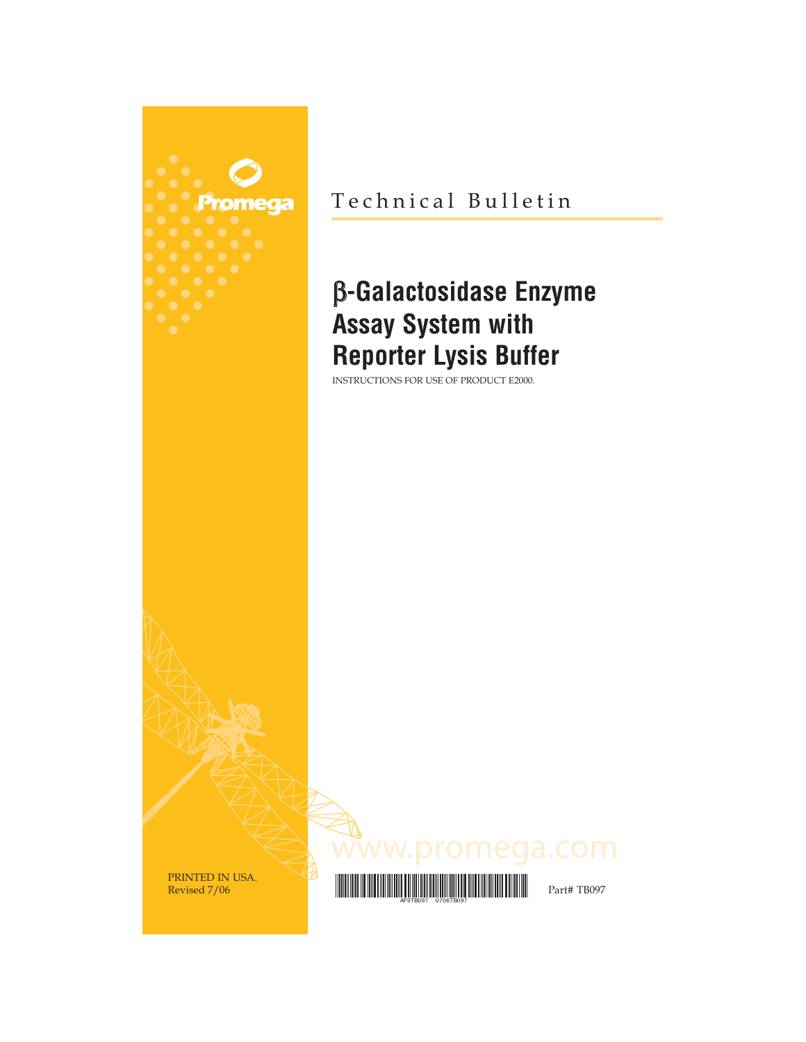Promega

Technical Bulletin

# β-Galactosidase Enzyme Assay System with Reporter Lysis Buffer

INSTRUCTIONS FOR USE OF PRODUCT E2000.

www.promega.com

PRINTED IN USA.
Revised 7/06

AF9TB097 0706TB097

Part# TB097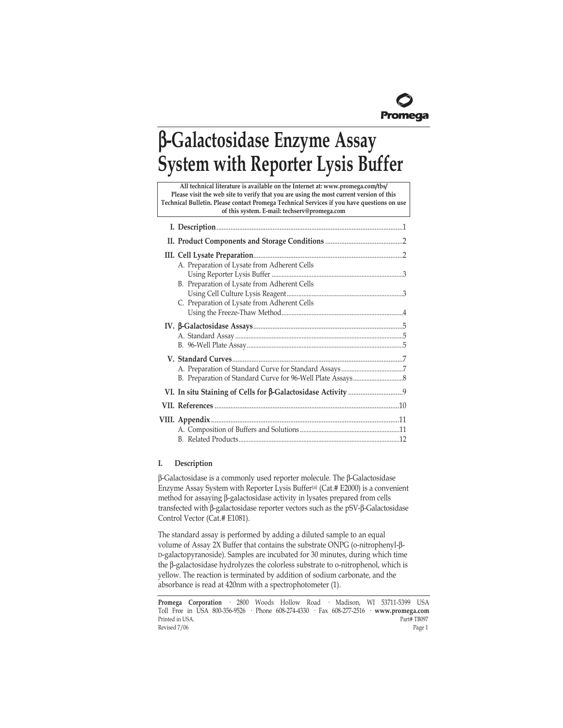# β-Galactosidase Enzyme Assay System with Reporter Lysis Buffer

**All technical literature is available on the Internet at: www.promega.com/tbs/**
**Please visit the web site to verify that you are using the most current version of this Technical Bulletin. Please contact Promega Technical Services if you have questions on use of this system. E-mail: techserv@promega.com**

| | |
|---|---|
| **I. Description** | 1 |
| **II. Product Components and Storage Conditions** | 2 |
| **III. Cell Lysate Preparation** | 2 |
| A. Preparation of Lysate from Adherent Cells Using Reporter Lysis Buffer | 3 |
| B. Preparation of Lysate from Adherent Cells Using Cell Culture Lysis Reagent | 3 |
| C. Preparation of Lysate from Adherent Cells Using the Freeze-Thaw Method | 4 |
| **IV. β-Galactosidase Assays** | 5 |
| A. Standard Assay | 5 |
| B. 96-Well Plate Assay | 5 |
| **V. Standard Curves** | 7 |
| A. Preparation of Standard Curve for Standard Assays | 7 |
| B. Preparation of Standard Curve for 96-Well Plate Assays | 8 |
| **VI. In situ Staining of Cells for β-Galactosidase Activity** | 9 |
| **VII. References** | 10 |
| **VIII. Appendix** | 11 |
| A. Composition of Buffers and Solutions | 11 |
| B. Related Products | 12 |

## I. Description

β-Galactosidase is a commonly used reporter molecule. The β-Galactosidase Enzyme Assay System with Reporter Lysis Buffer[a] (Cat.# E2000) is a convenient method for assaying β-galactosidase activity in lysates prepared from cells transfected with β-galactosidase reporter vectors such as the pSV-β-Galactosidase Control Vector (Cat.# E1081).

The standard assay is performed by adding a diluted sample to an equal volume of Assay 2X Buffer that contains the substrate ONPG (o-nitrophenyl-β-D-galactopyranoside). Samples are incubated for 30 minutes, during which time the β-galactosidase hydrolyzes the colorless substrate to o-nitrophenol, which is yellow. The reaction is terminated by addition of sodium carbonate, and the absorbance is read at 420nm with a spectrophotometer (1).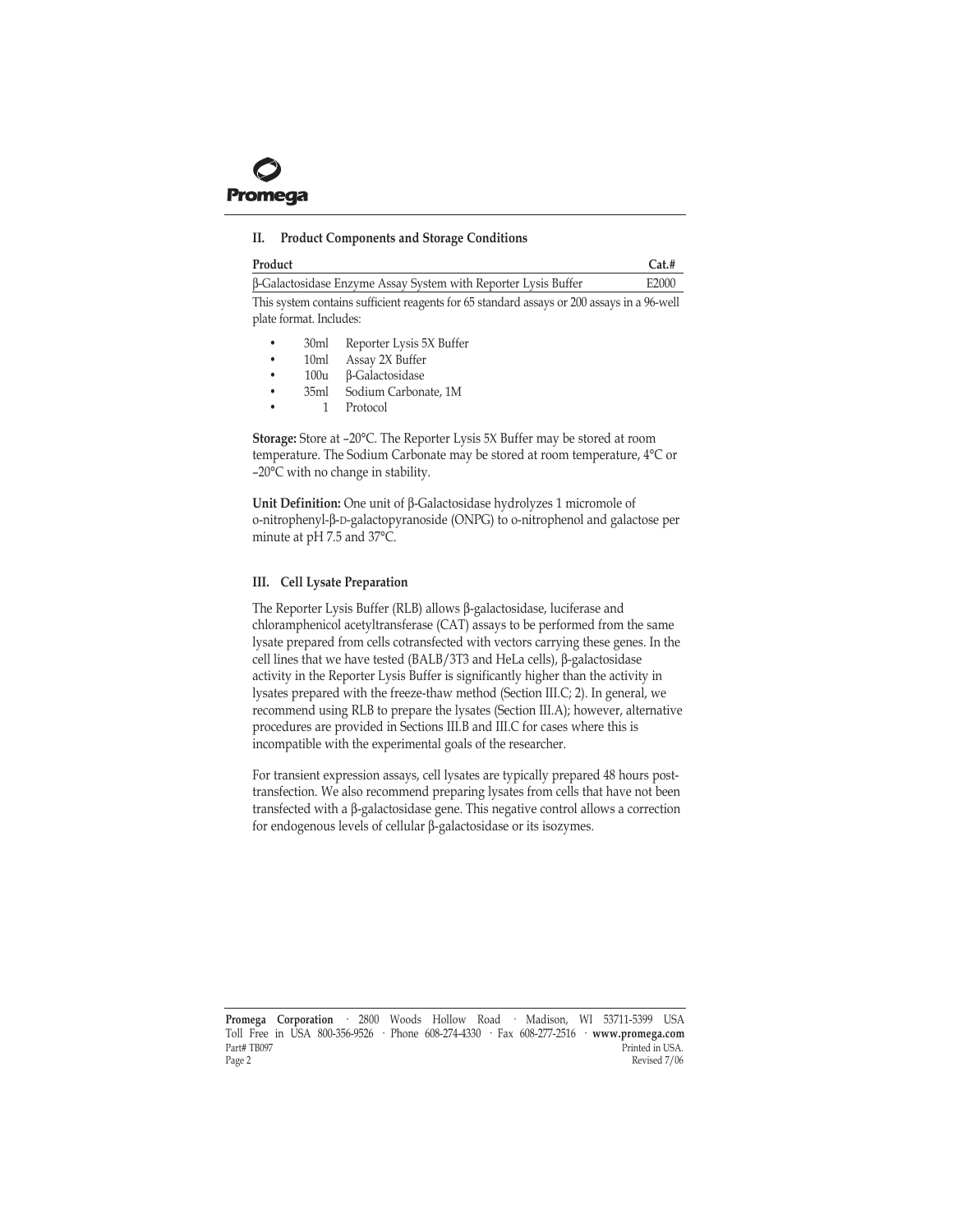## II. Product Components and Storage Conditions

| Product | Cat.# |
|---|---|
| β-Galactosidase Enzyme Assay System with Reporter Lysis Buffer | E2000 |

This system contains sufficient reagents for 65 standard assays or 200 assays in a 96-well plate format. Includes:

- 30ml Reporter Lysis 5X Buffer
- 10ml Assay 2X Buffer
- 100u β-Galactosidase
- 35ml Sodium Carbonate, 1M
- 1 Protocol

**Storage:** Store at –20°C. The Reporter Lysis 5X Buffer may be stored at room temperature. The Sodium Carbonate may be stored at room temperature, 4°C or –20°C with no change in stability.

**Unit Definition:** One unit of β-Galactosidase hydrolyzes 1 micromole of o-nitrophenyl-β-D-galactopyranoside (ONPG) to o-nitrophenol and galactose per minute at pH 7.5 and 37°C.

## III. Cell Lysate Preparation

The Reporter Lysis Buffer (RLB) allows β-galactosidase, luciferase and chloramphenicol acetyltransferase (CAT) assays to be performed from the same lysate prepared from cells cotransfected with vectors carrying these genes. In the cell lines that we have tested (BALB/3T3 and HeLa cells), β-galactosidase activity in the Reporter Lysis Buffer is significantly higher than the activity in lysates prepared with the freeze-thaw method (Section III.C; 2). In general, we recommend using RLB to prepare the lysates (Section III.A); however, alternative procedures are provided in Sections III.B and III.C for cases where this is incompatible with the experimental goals of the researcher.

For transient expression assays, cell lysates are typically prepared 48 hours post-transfection. We also recommend preparing lysates from cells that have not been transfected with a β-galactosidase gene. This negative control allows a correction for endogenous levels of cellular β-galactosidase or its isozymes.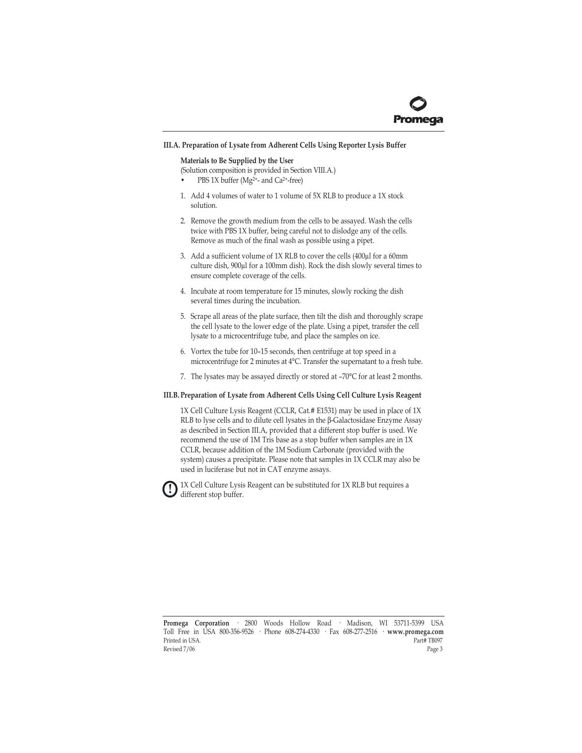## III.A. Preparation of Lysate from Adherent Cells Using Reporter Lysis Buffer

**Materials to Be Supplied by the User**

(Solution composition is provided in Section VIII.A.)

- PBS 1X buffer ($Mg^{2+}$- and $Ca^{2+}$-free)

1. Add 4 volumes of water to 1 volume of 5X RLB to produce a 1X stock solution.
2. Remove the growth medium from the cells to be assayed. Wash the cells twice with PBS 1X buffer, being careful not to dislodge any of the cells. Remove as much of the final wash as possible using a pipet.
3. Add a sufficient volume of 1X RLB to cover the cells (400µl for a 60mm culture dish, 900µl for a 100mm dish). Rock the dish slowly several times to ensure complete coverage of the cells.
4. Incubate at room temperature for 15 minutes, slowly rocking the dish several times during the incubation.
5. Scrape all areas of the plate surface, then tilt the dish and thoroughly scrape the cell lysate to the lower edge of the plate. Using a pipet, transfer the cell lysate to a microcentrifuge tube, and place the samples on ice.
6. Vortex the tube for 10–15 seconds, then centrifuge at top speed in a microcentrifuge for 2 minutes at 4°C. Transfer the supernatant to a fresh tube.
7. The lysates may be assayed directly or stored at –70°C for at least 2 months.

## III.B. Preparation of Lysate from Adherent Cells Using Cell Culture Lysis Reagent

1X Cell Culture Lysis Reagent (CCLR, Cat.# E1531) may be used in place of 1X RLB to lyse cells and to dilute cell lysates in the β-Galactosidase Enzyme Assay as described in Section III.A, provided that a different stop buffer is used. We recommend the use of 1M Tris base as a stop buffer when samples are in 1X CCLR, because addition of the 1M Sodium Carbonate (provided with the system) causes a precipitate. Please note that samples in 1X CCLR may also be used in luciferase but not in CAT enzyme assays.

1X Cell Culture Lysis Reagent can be substituted for 1X RLB but requires a different stop buffer.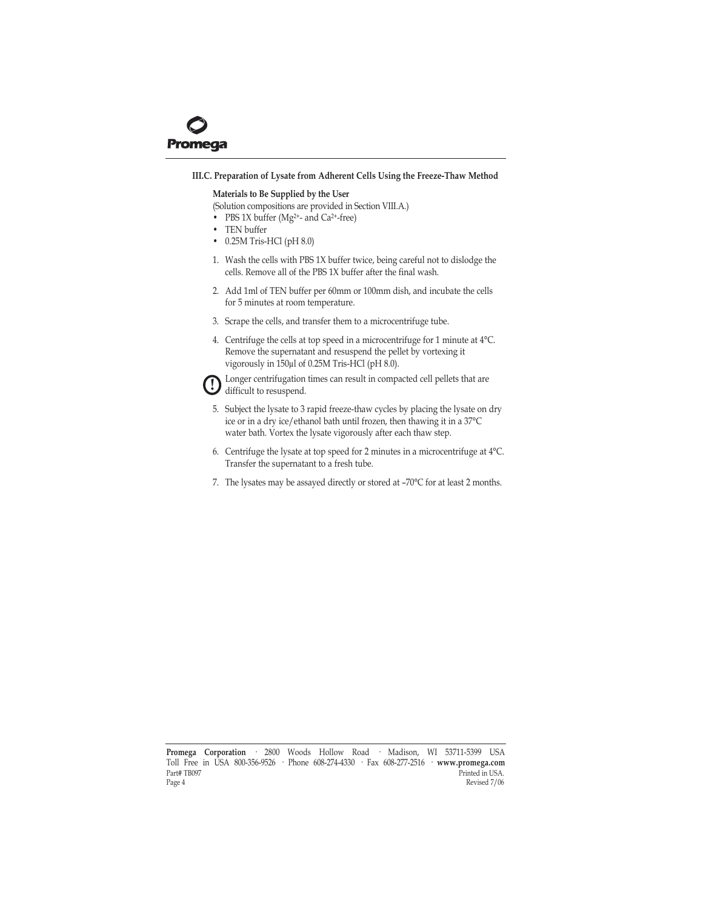### III.C. Preparation of Lysate from Adherent Cells Using the Freeze-Thaw Method

**Materials to Be Supplied by the User**

(Solution compositions are provided in Section VIII.A.)

- PBS 1X buffer ($Mg^{2+}$- and $Ca^{2+}$-free)
- TEN buffer
- 0.25M Tris-HCl (pH 8.0)

1. Wash the cells with PBS 1X buffer twice, being careful not to dislodge the cells. Remove all of the PBS 1X buffer after the final wash.
2. Add 1ml of TEN buffer per 60mm or 100mm dish, and incubate the cells for 5 minutes at room temperature.
3. Scrape the cells, and transfer them to a microcentrifuge tube.
4. Centrifuge the cells at top speed in a microcentrifuge for 1 minute at 4°C. Remove the supernatant and resuspend the pellet by vortexing it vigorously in 150µl of 0.25M Tris-HCl (pH 8.0).

   Longer centrifugation times can result in compacted cell pellets that are difficult to resuspend.

5. Subject the lysate to 3 rapid freeze-thaw cycles by placing the lysate on dry ice or in a dry ice/ethanol bath until frozen, then thawing it in a 37°C water bath. Vortex the lysate vigorously after each thaw step.
6. Centrifuge the lysate at top speed for 2 minutes in a microcentrifuge at 4°C. Transfer the supernatant to a fresh tube.
7. The lysates may be assayed directly or stored at –70°C for at least 2 months.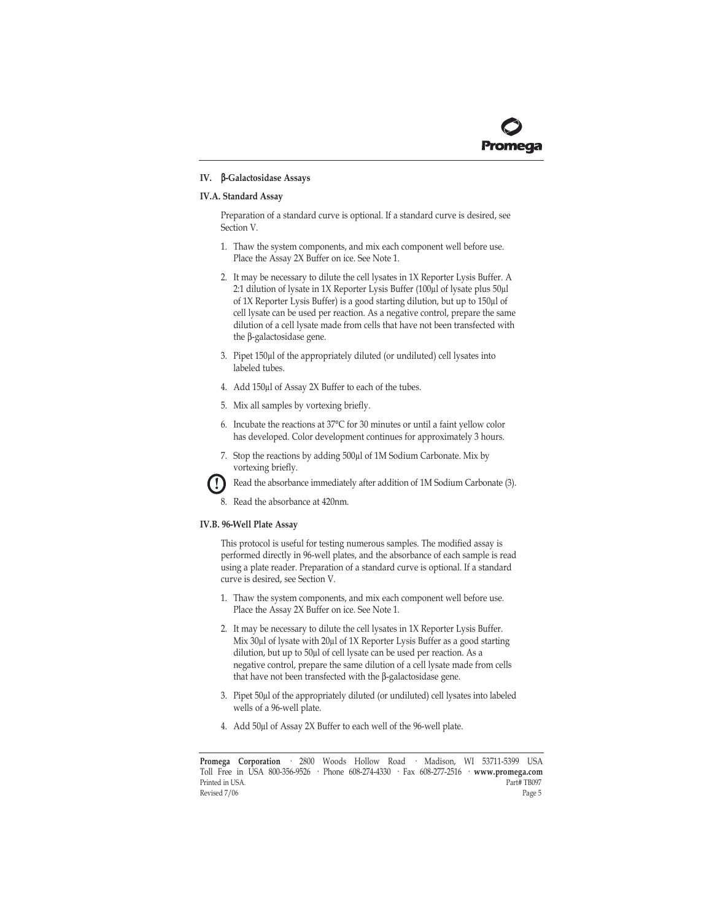## IV. β-Galactosidase Assays

### IV.A. Standard Assay

Preparation of a standard curve is optional. If a standard curve is desired, see Section V.

1. Thaw the system components, and mix each component well before use. Place the Assay 2X Buffer on ice. See Note 1.
2. It may be necessary to dilute the cell lysates in 1X Reporter Lysis Buffer. A 2:1 dilution of lysate in 1X Reporter Lysis Buffer (100µl of lysate plus 50µl of 1X Reporter Lysis Buffer) is a good starting dilution, but up to 150µl of cell lysate can be used per reaction. As a negative control, prepare the same dilution of a cell lysate made from cells that have not been transfected with the β-galactosidase gene.
3. Pipet 150µl of the appropriately diluted (or undiluted) cell lysates into labeled tubes.
4. Add 150µl of Assay 2X Buffer to each of the tubes.
5. Mix all samples by vortexing briefly.
6. Incubate the reactions at 37°C for 30 minutes or until a faint yellow color has developed. Color development continues for approximately 3 hours.
7. Stop the reactions by adding 500µl of 1M Sodium Carbonate. Mix by vortexing briefly.

   **!** Read the absorbance immediately after addition of 1M Sodium Carbonate (3).
8. Read the absorbance at 420nm.

### IV.B. 96-Well Plate Assay

This protocol is useful for testing numerous samples. The modified assay is performed directly in 96-well plates, and the absorbance of each sample is read using a plate reader. Preparation of a standard curve is optional. If a standard curve is desired, see Section V.

1. Thaw the system components, and mix each component well before use. Place the Assay 2X Buffer on ice. See Note 1.
2. It may be necessary to dilute the cell lysates in 1X Reporter Lysis Buffer. Mix 30µl of lysate with 20µl of 1X Reporter Lysis Buffer as a good starting dilution, but up to 50µl of cell lysate can be used per reaction. As a negative control, prepare the same dilution of a cell lysate made from cells that have not been transfected with the β-galactosidase gene.
3. Pipet 50µl of the appropriately diluted (or undiluted) cell lysates into labeled wells of a 96-well plate.
4. Add 50µl of Assay 2X Buffer to each well of the 96-well plate.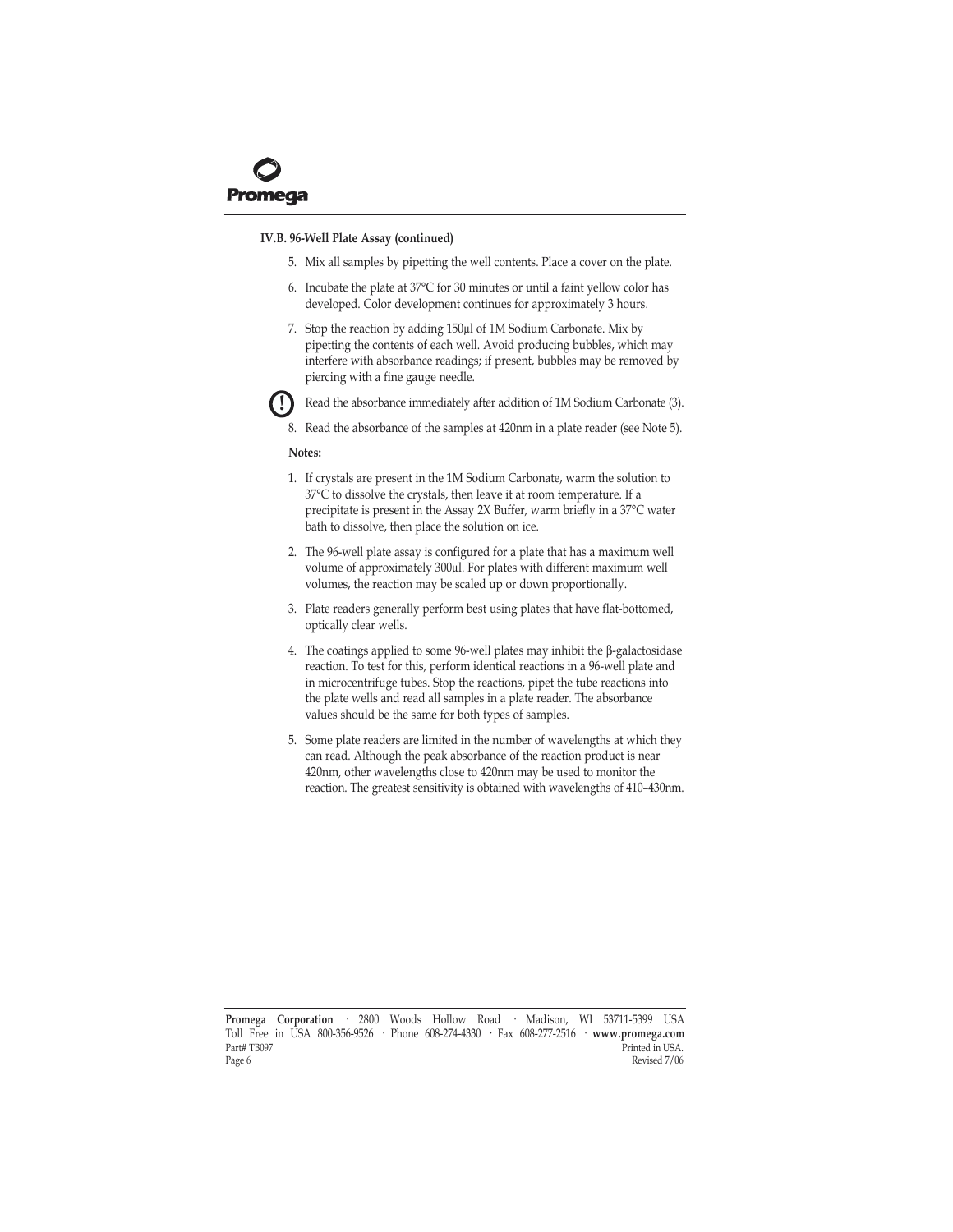### IV.B. 96-Well Plate Assay (continued)

5. Mix all samples by pipetting the well contents. Place a cover on the plate.
6. Incubate the plate at 37°C for 30 minutes or until a faint yellow color has developed. Color development continues for approximately 3 hours.
7. Stop the reaction by adding 150µl of 1M Sodium Carbonate. Mix by pipetting the contents of each well. Avoid producing bubbles, which may interfere with absorbance readings; if present, bubbles may be removed by piercing with a fine gauge needle.

   **!** Read the absorbance immediately after addition of 1M Sodium Carbonate (3).

8. Read the absorbance of the samples at 420nm in a plate reader (see Note 5).

**Notes:**

1. If crystals are present in the 1M Sodium Carbonate, warm the solution to 37°C to dissolve the crystals, then leave it at room temperature. If a precipitate is present in the Assay 2X Buffer, warm briefly in a 37°C water bath to dissolve, then place the solution on ice.
2. The 96-well plate assay is configured for a plate that has a maximum well volume of approximately 300µl. For plates with different maximum well volumes, the reaction may be scaled up or down proportionally.
3. Plate readers generally perform best using plates that have flat-bottomed, optically clear wells.
4. The coatings applied to some 96-well plates may inhibit the β-galactosidase reaction. To test for this, perform identical reactions in a 96-well plate and in microcentrifuge tubes. Stop the reactions, pipet the tube reactions into the plate wells and read all samples in a plate reader. The absorbance values should be the same for both types of samples.
5. Some plate readers are limited in the number of wavelengths at which they can read. Although the peak absorbance of the reaction product is near 420nm, other wavelengths close to 420nm may be used to monitor the reaction. The greatest sensitivity is obtained with wavelengths of 410–430nm.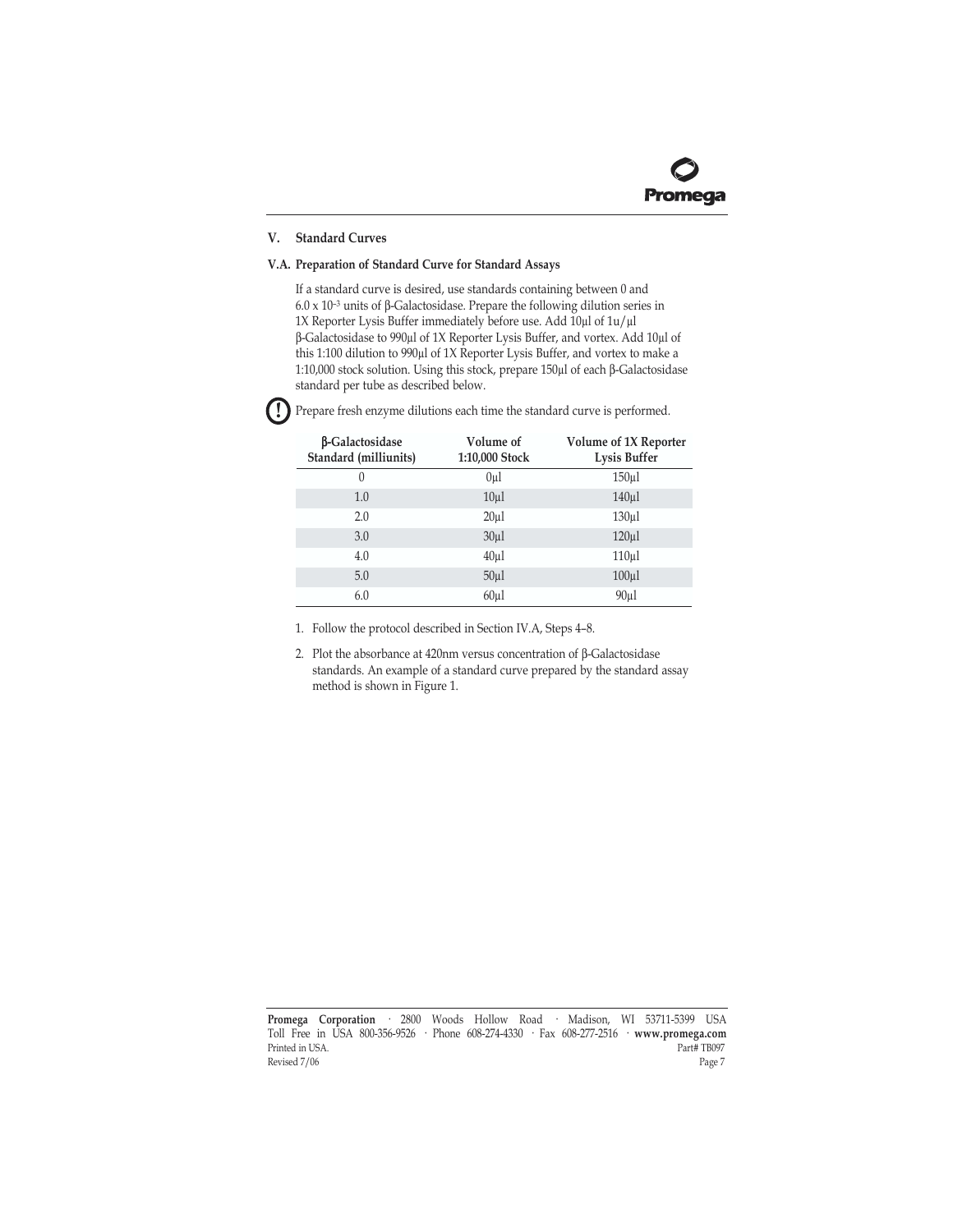## V. Standard Curves

### V.A. Preparation of Standard Curve for Standard Assays

If a standard curve is desired, use standards containing between 0 and $6.0 \times 10^{-3}$ units of β-Galactosidase. Prepare the following dilution series in 1X Reporter Lysis Buffer immediately before use. Add 10µl of 1u/µl β-Galactosidase to 990µl of 1X Reporter Lysis Buffer, and vortex. Add 10µl of this 1:100 dilution to 990µl of 1X Reporter Lysis Buffer, and vortex to make a 1:10,000 stock solution. Using this stock, prepare 150µl of each β-Galactosidase standard per tube as described below.

**!** Prepare fresh enzyme dilutions each time the standard curve is performed.

| β-Galactosidase Standard (milliunits) | Volume of 1:10,000 Stock | Volume of 1X Reporter Lysis Buffer |
|---|---|---|
| 0 | 0µl | 150µl |
| 1.0 | 10µl | 140µl |
| 2.0 | 20µl | 130µl |
| 3.0 | 30µl | 120µl |
| 4.0 | 40µl | 110µl |
| 5.0 | 50µl | 100µl |
| 6.0 | 60µl | 90µl |

1. Follow the protocol described in Section IV.A, Steps 4–8.
2. Plot the absorbance at 420nm versus concentration of β-Galactosidase standards. An example of a standard curve prepared by the standard assay method is shown in Figure 1.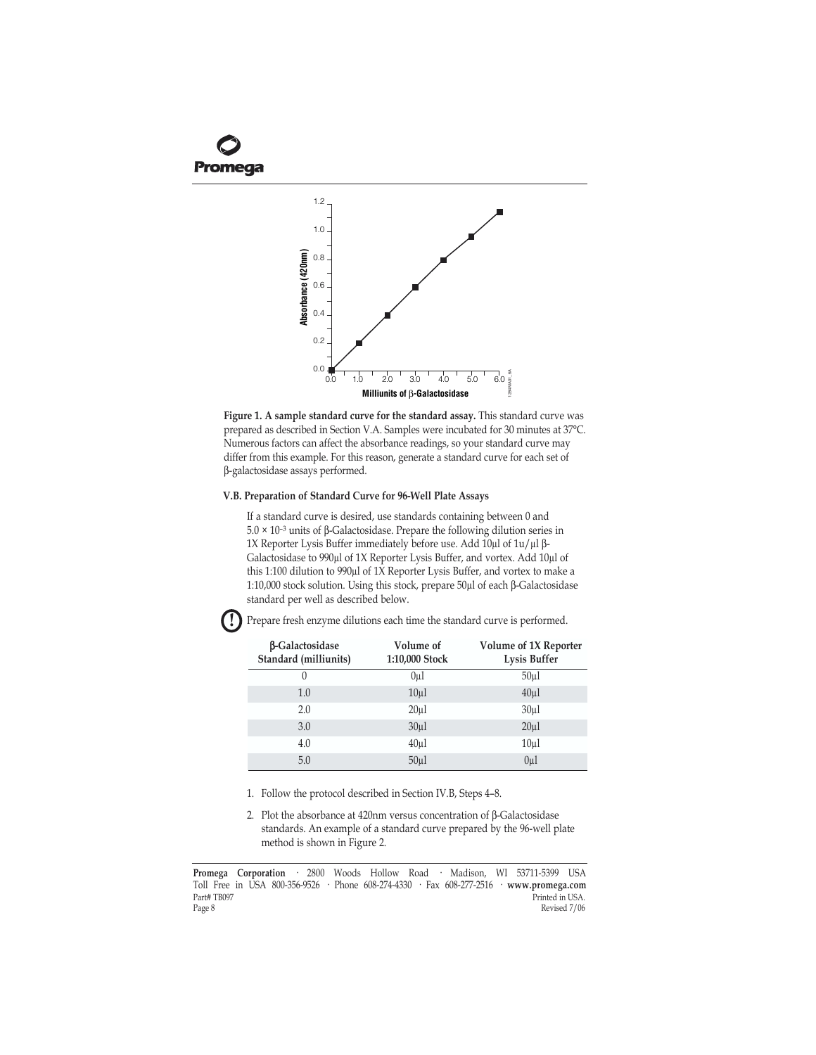**Figure 1. A sample standard curve for the standard assay.** This standard curve was prepared as described in Section V.A. Samples were incubated for 30 minutes at 37°C. Numerous factors can affect the absorbance readings, so your standard curve may differ from this example. For this reason, generate a standard curve for each set of β-galactosidase assays performed.

### V.B. Preparation of Standard Curve for 96-Well Plate Assays

If a standard curve is desired, use standards containing between 0 and $5.0 \times 10^{-3}$ units of β-Galactosidase. Prepare the following dilution series in 1X Reporter Lysis Buffer immediately before use. Add 10µl of 1u/µl β-Galactosidase to 990µl of 1X Reporter Lysis Buffer, and vortex. Add 10µl of this 1:100 dilution to 990µl of 1X Reporter Lysis Buffer, and vortex to make a 1:10,000 stock solution. Using this stock, prepare 50µl of each β-Galactosidase standard per well as described below.

**!** Prepare fresh enzyme dilutions each time the standard curve is performed.

| β-Galactosidase Standard (milliunits) | Volume of 1:10,000 Stock | Volume of 1X Reporter Lysis Buffer |
|---|---|---|
| 0 | 0µl | 50µl |
| 1.0 | 10µl | 40µl |
| 2.0 | 20µl | 30µl |
| 3.0 | 30µl | 20µl |
| 4.0 | 40µl | 10µl |
| 5.0 | 50µl | 0µl |

1. Follow the protocol described in Section IV.B, Steps 4–8.
2. Plot the absorbance at 420nm versus concentration of β-Galactosidase standards. An example of a standard curve prepared by the 96-well plate method is shown in Figure 2.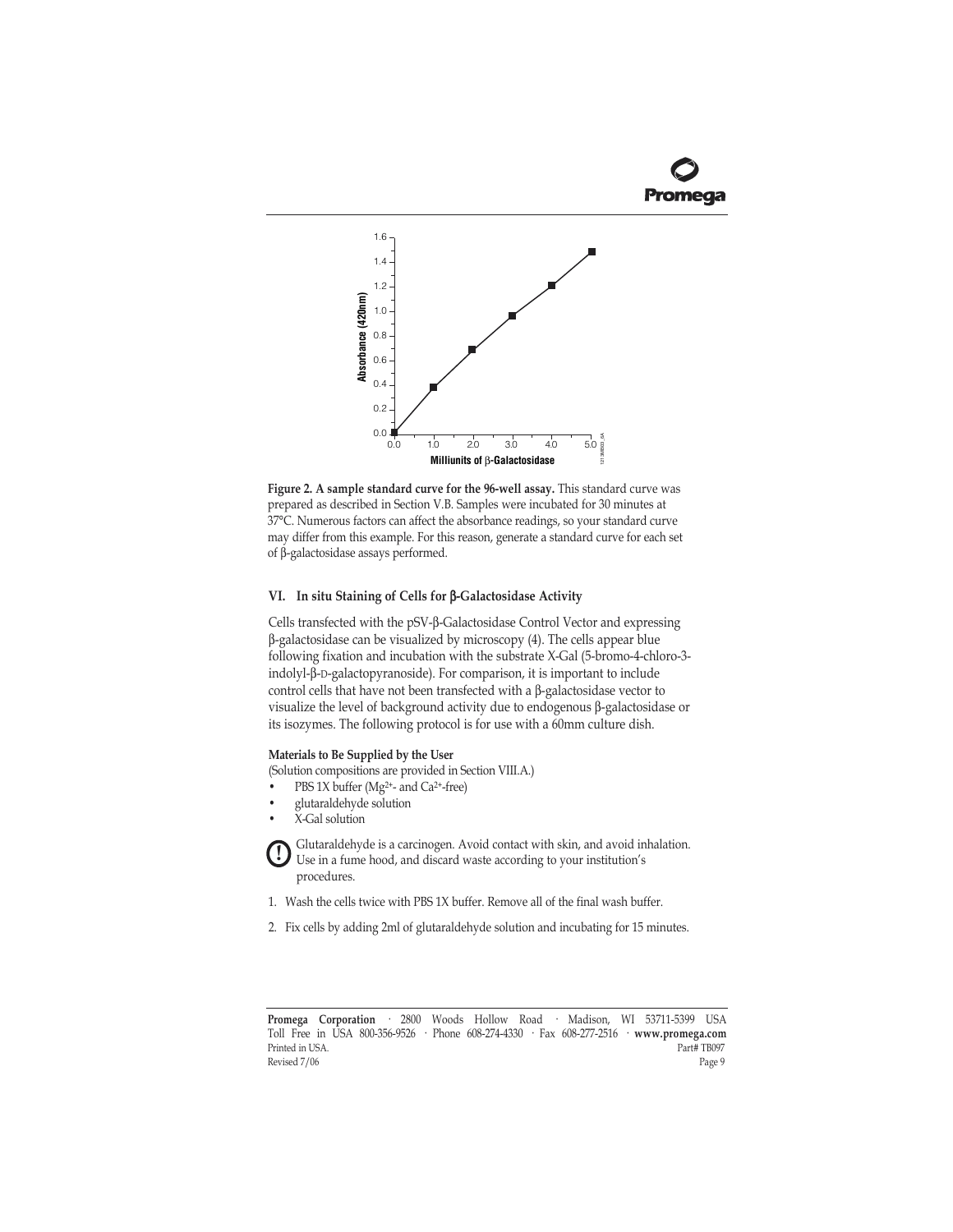**Figure 2. A sample standard curve for the 96-well assay.** This standard curve was prepared as described in Section V.B. Samples were incubated for 30 minutes at 37°C. Numerous factors can affect the absorbance readings, so your standard curve may differ from this example. For this reason, generate a standard curve for each set of β-galactosidase assays performed.

## VI. In situ Staining of Cells for β-Galactosidase Activity

Cells transfected with the pSV-β-Galactosidase Control Vector and expressing β-galactosidase can be visualized by microscopy (4). The cells appear blue following fixation and incubation with the substrate X-Gal (5-bromo-4-chloro-3-indolyl-β-D-galactopyranoside). For comparison, it is important to include control cells that have not been transfected with a β-galactosidase vector to visualize the level of background activity due to endogenous β-galactosidase or its isozymes. The following protocol is for use with a 60mm culture dish.

**Materials to Be Supplied by the User**

(Solution compositions are provided in Section VIII.A.)

- PBS 1X buffer ($Mg^{2+}$- and $Ca^{2+}$-free)
- glutaraldehyde solution
- X-Gal solution

Glutaraldehyde is a carcinogen. Avoid contact with skin, and avoid inhalation. Use in a fume hood, and discard waste according to your institution's procedures.

1. Wash the cells twice with PBS 1X buffer. Remove all of the final wash buffer.
2. Fix cells by adding 2ml of glutaraldehyde solution and incubating for 15 minutes.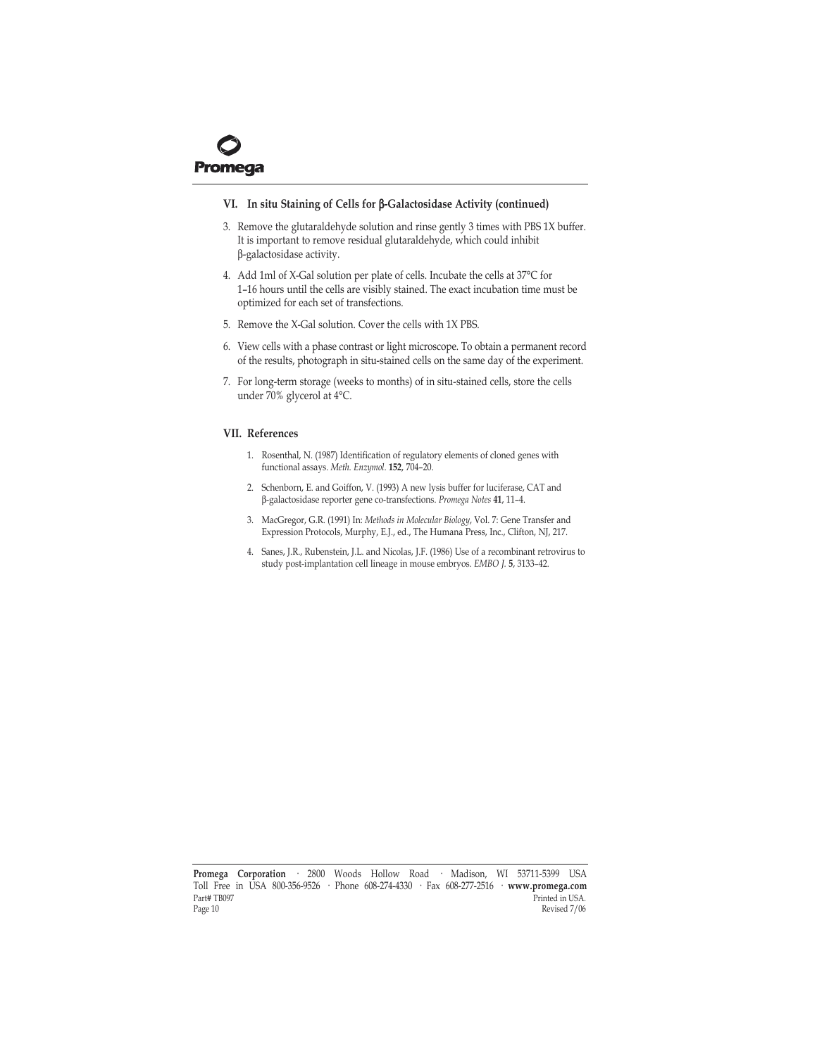## VI. In situ Staining of Cells for β-Galactosidase Activity (continued)

3. Remove the glutaraldehyde solution and rinse gently 3 times with PBS 1X buffer. It is important to remove residual glutaraldehyde, which could inhibit β-galactosidase activity.
4. Add 1ml of X-Gal solution per plate of cells. Incubate the cells at 37°C for 1–16 hours until the cells are visibly stained. The exact incubation time must be optimized for each set of transfections.
5. Remove the X-Gal solution. Cover the cells with 1X PBS.
6. View cells with a phase contrast or light microscope. To obtain a permanent record of the results, photograph in situ-stained cells on the same day of the experiment.
7. For long-term storage (weeks to months) of in situ-stained cells, store the cells under 70% glycerol at 4°C.

## VII. References

1. Rosenthal, N. (1987) Identification of regulatory elements of cloned genes with functional assays. *Meth. Enzymol.* **152**, 704–20.
2. Schenborn, E. and Goiffon, V. (1993) A new lysis buffer for luciferase, CAT and β-galactosidase reporter gene co-transfections. *Promega Notes* **41**, 11–4.
3. MacGregor, G.R. (1991) In: *Methods in Molecular Biology*, Vol. 7: Gene Transfer and Expression Protocols, Murphy, E.J., ed., The Humana Press, Inc., Clifton, NJ, 217.
4. Sanes, J.R., Rubenstein, J.L. and Nicolas, J.F. (1986) Use of a recombinant retrovirus to study post-implantation cell lineage in mouse embryos. *EMBO J.* **5**, 3133–42.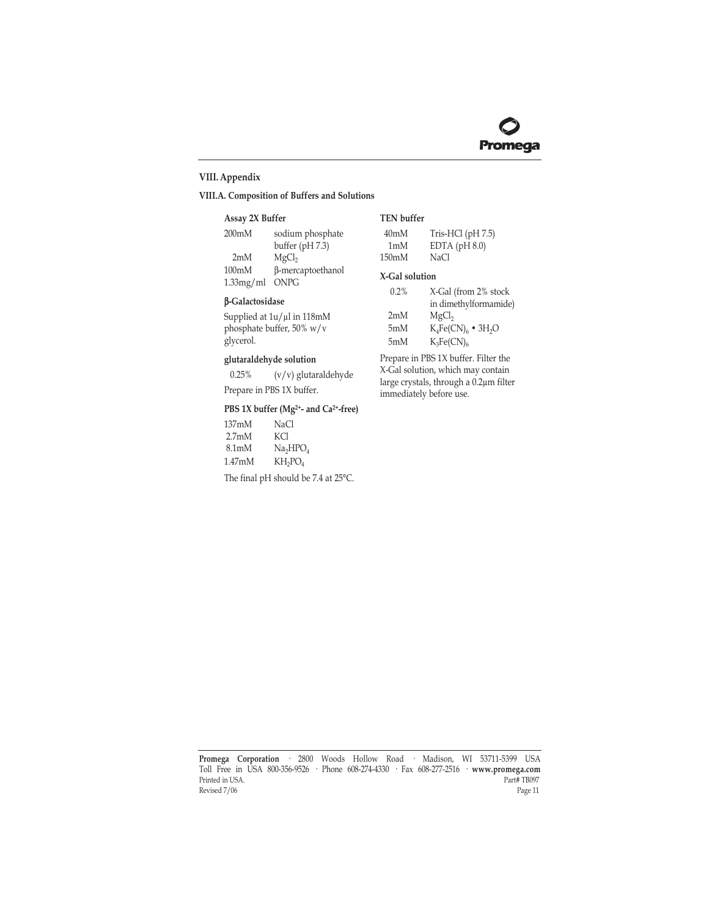## VIII. Appendix

### VIII.A. Composition of Buffers and Solutions

**Assay 2X Buffer**

| | |
|---|---|
| 200mM | sodium phosphate buffer (pH 7.3) |
| 2mM | $MgCl_2$ |
| 100mM | β-mercaptoethanol |
| 1.33mg/ml | ONPG |

**β-Galactosidase**

Supplied at 1u/µl in 118mM phosphate buffer, 50% w/v glycerol.

**glutaraldehyde solution**

| | |
|---|---|
| 0.25% | (v/v) glutaraldehyde |

Prepare in PBS 1X buffer.

**PBS 1X buffer ($Mg^{2+}$- and $Ca^{2+}$-free)**

| | |
|---|---|
| 137mM | NaCl |
| 2.7mM | KCl |
| 8.1mM | $Na_2HPO_4$ |
| 1.47mM | $KH_2PO_4$ |

The final pH should be 7.4 at 25°C.

**TEN buffer**

| | |
|---|---|
| 40mM | Tris-HCl (pH 7.5) |
| 1mM | EDTA (pH 8.0) |
| 150mM | NaCl |

**X-Gal solution**

| | |
|---|---|
| 0.2% | X-Gal (from 2% stock in dimethylformamide) |
| 2mM | $MgCl_2$ |
| 5mM | $K_4Fe(CN)_6 \cdot 3H_2O$ |
| 5mM | $K_3Fe(CN)_6$ |

Prepare in PBS 1X buffer. Filter the X-Gal solution, which may contain large crystals, through a 0.2µm filter immediately before use.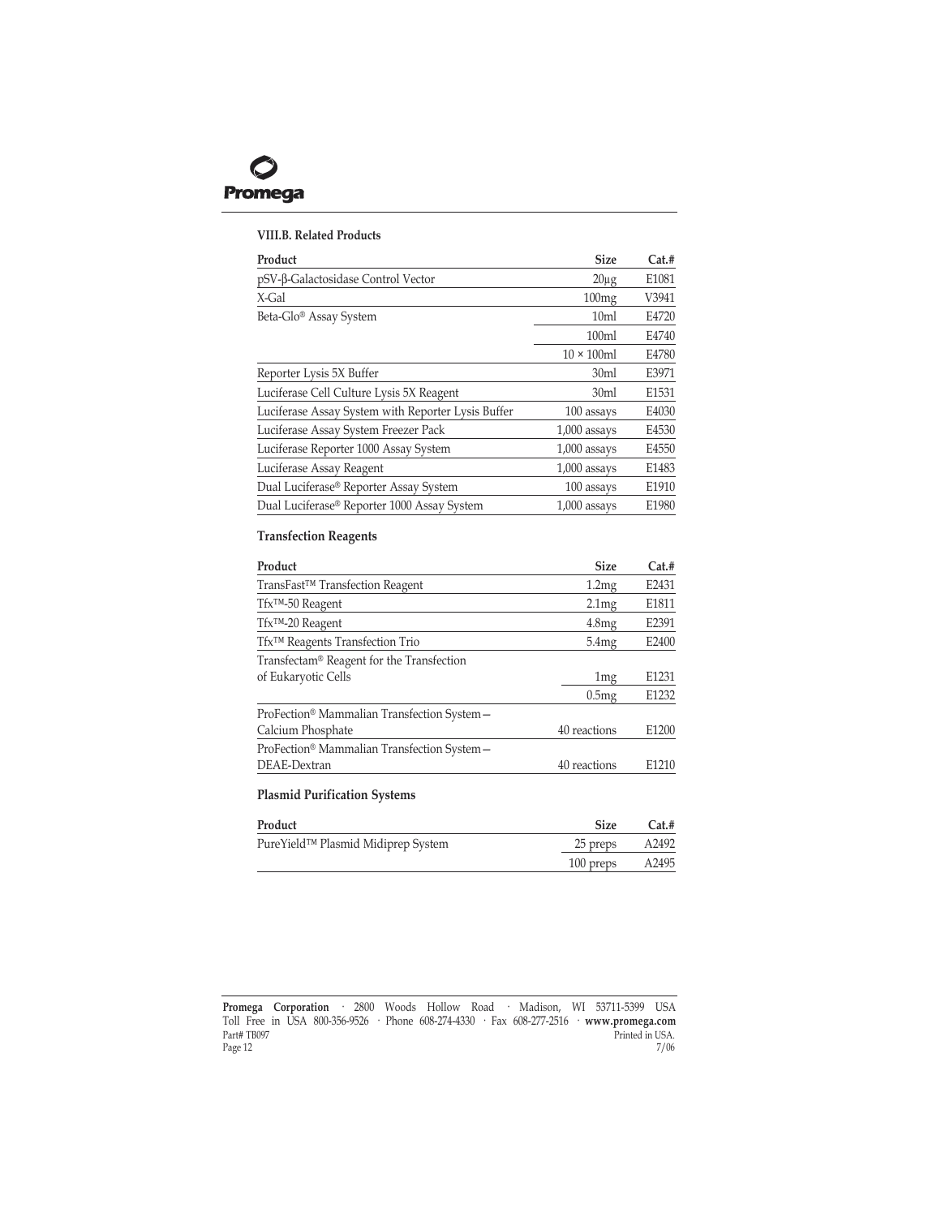### VIII.B. Related Products

| Product | Size | Cat.# |
|---|---|---|
| pSV-β-Galactosidase Control Vector | 20μg | E1081 |
| X-Gal | 100mg | V3941 |
| Beta-Glo® Assay System | 10ml | E4720 |
| | 100ml | E4740 |
| | 10 × 100ml | E4780 |
| Reporter Lysis 5X Buffer | 30ml | E3971 |
| Luciferase Cell Culture Lysis 5X Reagent | 30ml | E1531 |
| Luciferase Assay System with Reporter Lysis Buffer | 100 assays | E4030 |
| Luciferase Assay System Freezer Pack | 1,000 assays | E4530 |
| Luciferase Reporter 1000 Assay System | 1,000 assays | E4550 |
| Luciferase Assay Reagent | 1,000 assays | E1483 |
| Dual Luciferase® Reporter Assay System | 100 assays | E1910 |
| Dual Luciferase® Reporter 1000 Assay System | 1,000 assays | E1980 |

### Transfection Reagents

| Product | Size | Cat.# |
|---|---|---|
| TransFast™ Transfection Reagent | 1.2mg | E2431 |
| Tfx™-50 Reagent | 2.1mg | E1811 |
| Tfx™-20 Reagent | 4.8mg | E2391 |
| Tfx™ Reagents Transfection Trio | 5.4mg | E2400 |
| Transfectam® Reagent for the Transfection of Eukaryotic Cells | 1mg | E1231 |
| | 0.5mg | E1232 |
| ProFection® Mammalian Transfection System—Calcium Phosphate | 40 reactions | E1200 |
| ProFection® Mammalian Transfection System—DEAE-Dextran | 40 reactions | E1210 |

### Plasmid Purification Systems

| Product | Size | Cat.# |
|---|---|---|
| PureYield™ Plasmid Midiprep System | 25 preps | A2492 |
| | 100 preps | A2495 |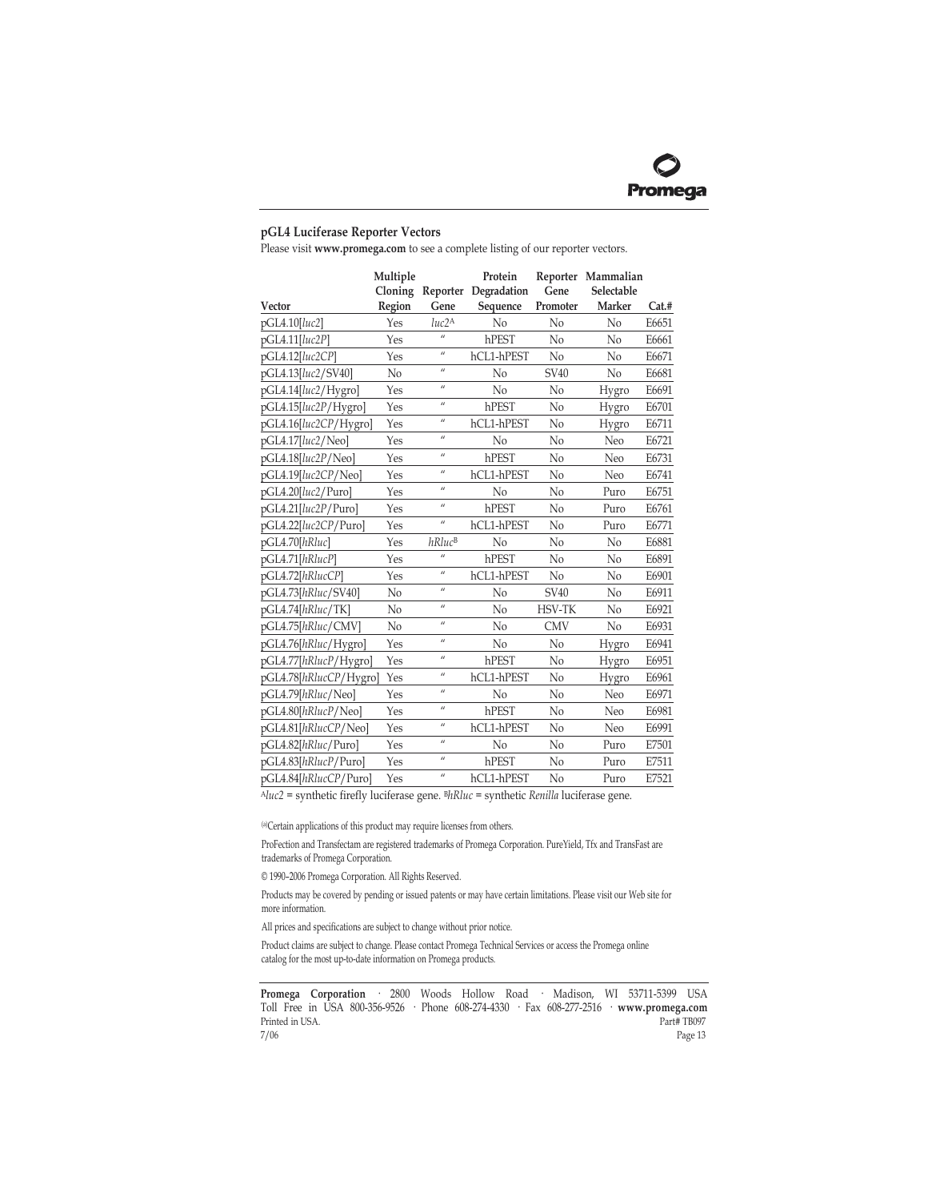## pGL4 Luciferase Reporter Vectors

Please visit **www.promega.com** to see a complete listing of our reporter vectors.

| Vector | Multiple Cloning Region | Reporter Gene | Protein Degradation Sequence | Reporter Gene Promoter | Mammalian Selectable Marker | Cat.# |
|---|---|---|---|---|---|---|
| pGL4.10[*luc2*] | Yes | *luc2*[A] | No | No | No | E6651 |
| pGL4.11[*luc2P*] | Yes | " | hPEST | No | No | E6661 |
| pGL4.12[*luc2CP*] | Yes | " | hCL1-hPEST | No | No | E6671 |
| pGL4.13[*luc2*/SV40] | No | " | No | SV40 | No | E6681 |
| pGL4.14[*luc2*/Hygro] | Yes | " | No | No | Hygro | E6691 |
| pGL4.15[*luc2P*/Hygro] | Yes | " | hPEST | No | Hygro | E6701 |
| pGL4.16[*luc2CP*/Hygro] | Yes | " | hCL1-hPEST | No | Hygro | E6711 |
| pGL4.17[*luc2*/Neo] | Yes | " | No | No | Neo | E6721 |
| pGL4.18[*luc2P*/Neo] | Yes | " | hPEST | No | Neo | E6731 |
| pGL4.19[*luc2CP*/Neo] | Yes | " | hCL1-hPEST | No | Neo | E6741 |
| pGL4.20[*luc2*/Puro] | Yes | " | No | No | Puro | E6751 |
| pGL4.21[*luc2P*/Puro] | Yes | " | hPEST | No | Puro | E6761 |
| pGL4.22[*luc2CP*/Puro] | Yes | " | hCL1-hPEST | No | Puro | E6771 |
| pGL4.70[*hRluc*] | Yes | *hRluc*[B] | No | No | No | E6881 |
| pGL4.71[*hRlucP*] | Yes | " | hPEST | No | No | E6891 |
| pGL4.72[*hRlucCP*] | Yes | " | hCL1-hPEST | No | No | E6901 |
| pGL4.73[*hRluc*/SV40] | No | " | No | SV40 | No | E6911 |
| pGL4.74[*hRluc*/TK] | No | " | No | HSV-TK | No | E6921 |
| pGL4.75[*hRluc*/CMV] | No | " | No | CMV | No | E6931 |
| pGL4.76[*hRluc*/Hygro] | Yes | " | No | No | Hygro | E6941 |
| pGL4.77[*hRlucP*/Hygro] | Yes | " | hPEST | No | Hygro | E6951 |
| pGL4.78[*hRlucCP*/Hygro] | Yes | " | hCL1-hPEST | No | Hygro | E6961 |
| pGL4.79[*hRluc*/Neo] | Yes | " | No | No | Neo | E6971 |
| pGL4.80[*hRlucP*/Neo] | Yes | " | hPEST | No | Neo | E6981 |
| pGL4.81[*hRlucCP*/Neo] | Yes | " | hCL1-hPEST | No | Neo | E6991 |
| pGL4.82[*hRluc*/Puro] | Yes | " | No | No | Puro | E7501 |
| pGL4.83[*hRlucP*/Puro] | Yes | " | hPEST | No | Puro | E7511 |
| pGL4.84[*hRlucCP*/Puro] | Yes | " | hCL1-hPEST | No | Puro | E7521 |

[A]*luc2* = synthetic firefly luciferase gene. [B]*hRluc* = synthetic *Renilla* luciferase gene.

[(a)]Certain applications of this product may require licenses from others.

ProFection and Transfectam are registered trademarks of Promega Corporation. PureYield, Tfx and TransFast are trademarks of Promega Corporation.

© 1990–2006 Promega Corporation. All Rights Reserved.

Products may be covered by pending or issued patents or may have certain limitations. Please visit our Web site for more information.

All prices and specifications are subject to change without prior notice.

Product claims are subject to change. Please contact Promega Technical Services or access the Promega online catalog for the most up-to-date information on Promega products.

**Promega Corporation** · 2800 Woods Hollow Road · Madison, WI 53711-5399 USA
Toll Free in USA 800-356-9526 · Phone 608-274-4330 · Fax 608-277-2516 · **www.promega.com**
Printed in USA. Part# TB097
7/06